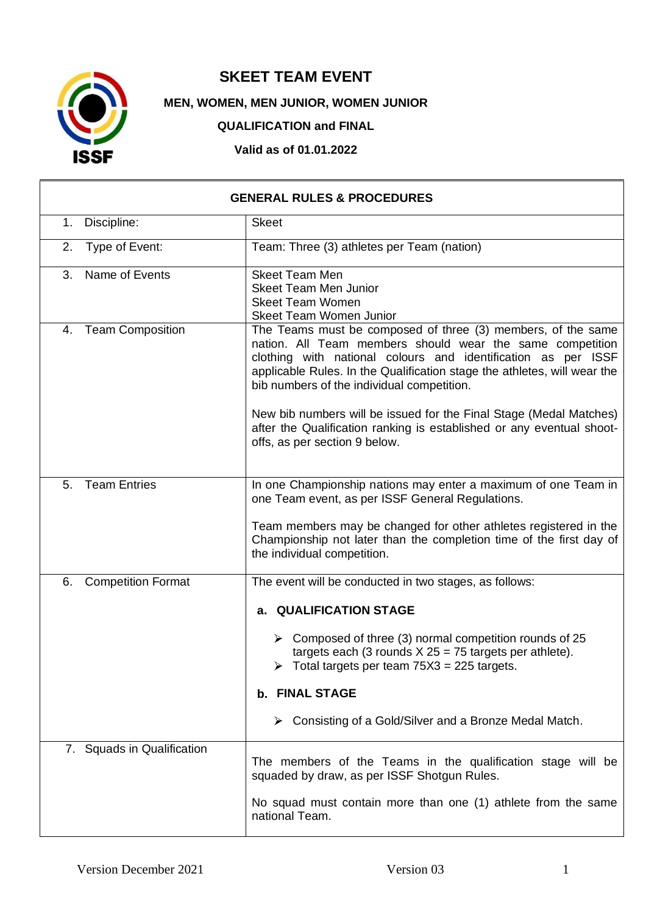# SKEET TEAM EVENT

**MEN, WOMEN, MEN JUNIOR, WOMEN JUNIOR**

**QUALIFICATION and FINAL**

**Valid as of 01.01.2022**

| **GENERAL RULES & PROCEDURES** | |
|---|---|
| 1. Discipline: | Skeet |
| 2. Type of Event: | Team: Three (3) athletes per Team (nation) |
| 3. Name of Events | Skeet Team Men<br>Skeet Team Men Junior<br>Skeet Team Women<br>Skeet Team Women Junior |
| 4. Team Composition | The Teams must be composed of three (3) members, of the same nation. All Team members should wear the same competition clothing with national colours and identification as per ISSF applicable Rules. In the Qualification stage the athletes, will wear the bib numbers of the individual competition.<br><br>New bib numbers will be issued for the Final Stage (Medal Matches) after the Qualification ranking is established or any eventual shoot-offs, as per section 9 below. |
| 5. Team Entries | In one Championship nations may enter a maximum of one Team in one Team event, as per ISSF General Regulations.<br><br>Team members may be changed for other athletes registered in the Championship not later than the completion time of the first day of the individual competition. |
| 6. Competition Format | The event will be conducted in two stages, as follows:<br><br>**a. QUALIFICATION STAGE**<br><br>➢ Composed of three (3) normal competition rounds of 25 targets each (3 rounds X 25 = 75 targets per athlete).<br>➢ Total targets per team 75X3 = 225 targets.<br><br>**b. FINAL STAGE**<br><br>➢ Consisting of a Gold/Silver and a Bronze Medal Match. |
| 7. Squads in Qualification | The members of the Teams in the qualification stage will be squaded by draw, as per ISSF Shotgun Rules.<br><br>No squad must contain more than one (1) athlete from the same national Team. |

Version December 2021 Version 03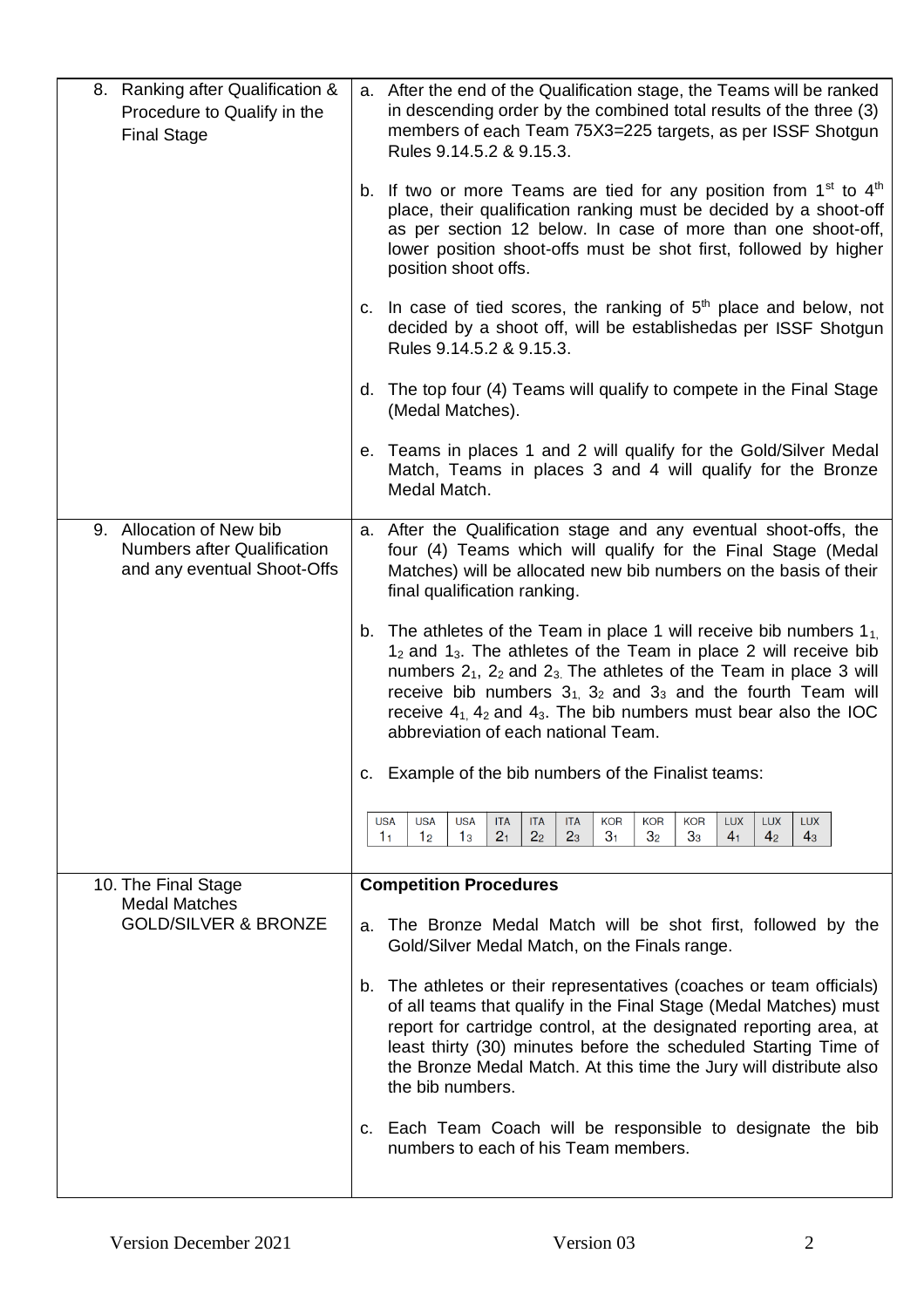| | |
|---|---|
| 8. Ranking after Qualification & Procedure to Qualify in the Final Stage | a. After the end of the Qualification stage, the Teams will be ranked in descending order by the combined total results of the three (3) members of each Team 75X3=225 targets, as per ISSF Shotgun Rules 9.14.5.2 & 9.15.3.<br><br>b. If two or more Teams are tied for any position from 1st to 4th place, their qualification ranking must be decided by a shoot-off as per section 12 below. In case of more than one shoot-off, lower position shoot-offs must be shot first, followed by higher position shoot offs.<br><br>c. In case of tied scores, the ranking of 5th place and below, not decided by a shoot off, will be establishedas per ISSF Shotgun Rules 9.14.5.2 & 9.15.3.<br><br>d. The top four (4) Teams will qualify to compete in the Final Stage (Medal Matches).<br><br>e. Teams in places 1 and 2 will qualify for the Gold/Silver Medal Match, Teams in places 3 and 4 will qualify for the Bronze Medal Match. |
| 9. Allocation of New bib Numbers after Qualification and any eventual Shoot-Offs | a. After the Qualification stage and any eventual shoot-offs, the four (4) Teams which will qualify for the Final Stage (Medal Matches) will be allocated new bib numbers on the basis of their final qualification ranking.<br><br>b. The athletes of the Team in place 1 will receive bib numbers $1_1$, $1_2$ and $1_3$. The athletes of the Team in place 2 will receive bib numbers $2_1$, $2_2$ and $2_3$. The athletes of the Team in place 3 will receive bib numbers $3_1$, $3_2$ and $3_3$ and the fourth Team will receive $4_1$, $4_2$ and $4_3$. The bib numbers must bear also the IOC abbreviation of each national Team.<br><br>c. Example of the bib numbers of the Finalist teams:<br><br>USA $1_1$ \| USA $1_2$ \| USA $1_3$ \| ITA $2_1$ \| ITA $2_2$ \| ITA $2_3$ \| KOR $3_1$ \| KOR $3_2$ \| KOR $3_3$ \| LUX $4_1$ \| LUX $4_2$ \| LUX $4_3$ |
| 10. The Final Stage Medal Matches GOLD/SILVER & BRONZE | **Competition Procedures**<br><br>a. The Bronze Medal Match will be shot first, followed by the Gold/Silver Medal Match, on the Finals range.<br><br>b. The athletes or their representatives (coaches or team officials) of all teams that qualify in the Final Stage (Medal Matches) must report for cartridge control, at the designated reporting area, at least thirty (30) minutes before the scheduled Starting Time of the Bronze Medal Match. At this time the Jury will distribute also the bib numbers.<br><br>c. Each Team Coach will be responsible to designate the bib numbers to each of his Team members. |

Version December 2021 Version 03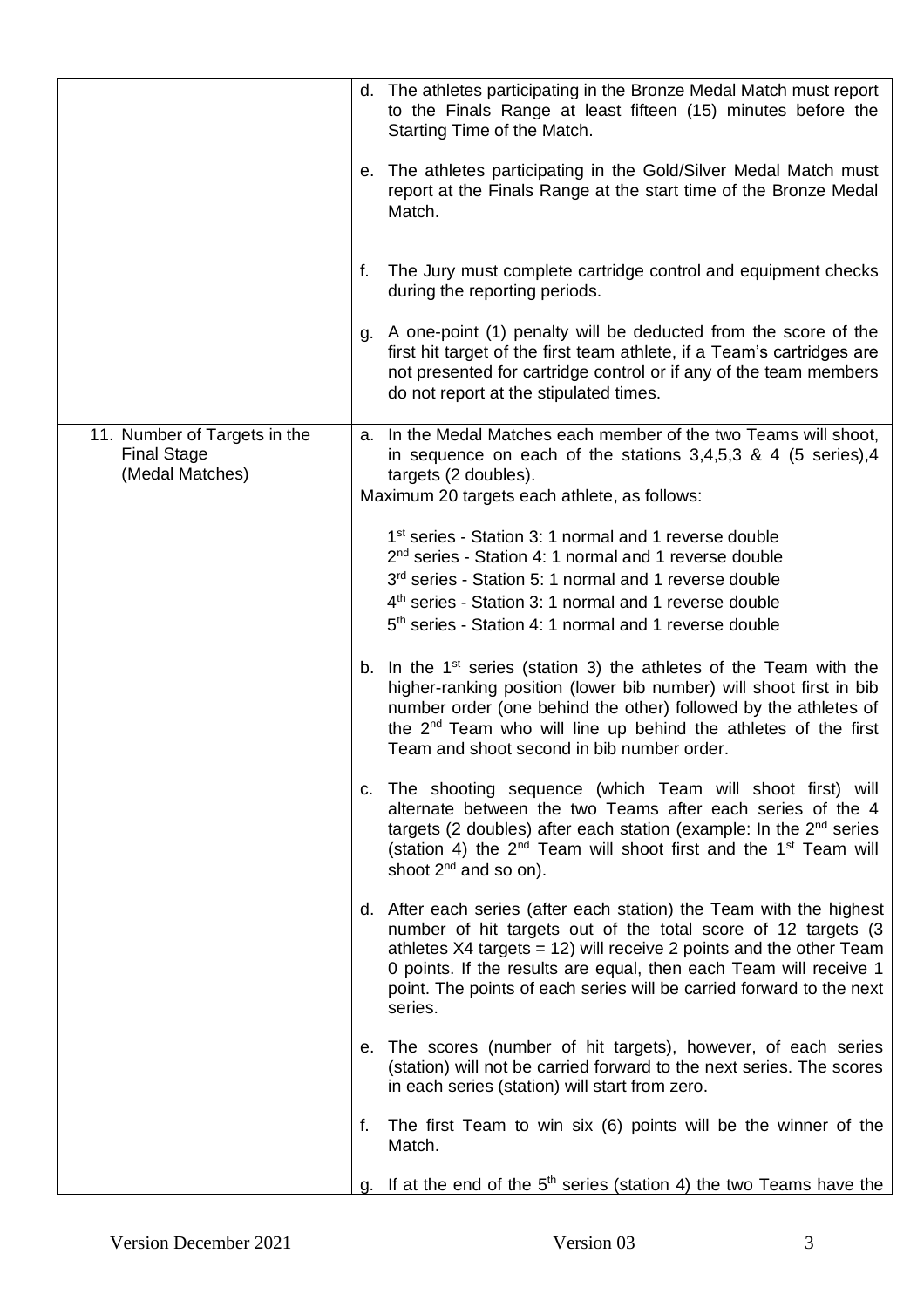| | |
|---|---|
| | d. The athletes participating in the Bronze Medal Match must report to the Finals Range at least fifteen (15) minutes before the Starting Time of the Match.<br><br>e. The athletes participating in the Gold/Silver Medal Match must report at the Finals Range at the start time of the Bronze Medal Match.<br><br>f. The Jury must complete cartridge control and equipment checks during the reporting periods.<br><br>g. A one-point (1) penalty will be deducted from the score of the first hit target of the first team athlete, if a Team's cartridges are not presented for cartridge control or if any of the team members do not report at the stipulated times. |
| 11. Number of Targets in the Final Stage (Medal Matches) | a. In the Medal Matches each member of the two Teams will shoot, in sequence on each of the stations 3,4,5,3 & 4 (5 series),4 targets (2 doubles).<br>Maximum 20 targets each athlete, as follows:<br><br>1st series - Station 3: 1 normal and 1 reverse double<br>2nd series - Station 4: 1 normal and 1 reverse double<br>3rd series - Station 5: 1 normal and 1 reverse double<br>4th series - Station 3: 1 normal and 1 reverse double<br>5th series - Station 4: 1 normal and 1 reverse double<br><br>b. In the 1st series (station 3) the athletes of the Team with the higher-ranking position (lower bib number) will shoot first in bib number order (one behind the other) followed by the athletes of the 2nd Team who will line up behind the athletes of the first Team and shoot second in bib number order.<br><br>c. The shooting sequence (which Team will shoot first) will alternate between the two Teams after each series of the 4 targets (2 doubles) after each station (example: In the 2nd series (station 4) the 2nd Team will shoot first and the 1st Team will shoot 2nd and so on).<br><br>d. After each series (after each station) the Team with the highest number of hit targets out of the total score of 12 targets (3 athletes X4 targets = 12) will receive 2 points and the other Team 0 points. If the results are equal, then each Team will receive 1 point. The points of each series will be carried forward to the next series.<br><br>e. The scores (number of hit targets), however, of each series (station) will not be carried forward to the next series. The scores in each series (station) will start from zero.<br><br>f. The first Team to win six (6) points will be the winner of the Match.<br><br>g. If at the end of the 5th series (station 4) the two Teams have the |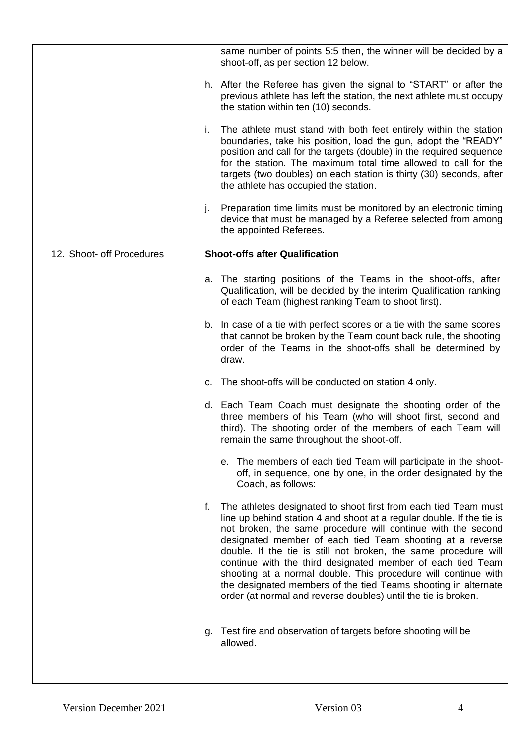| | |
|---|---|
| | same number of points 5:5 then, the winner will be decided by a shoot-off, as per section 12 below.<br><br>h. After the Referee has given the signal to "START" or after the previous athlete has left the station, the next athlete must occupy the station within ten (10) seconds.<br><br>i. The athlete must stand with both feet entirely within the station boundaries, take his position, load the gun, adopt the "READY" position and call for the targets (double) in the required sequence for the station. The maximum total time allowed to call for the targets (two doubles) on each station is thirty (30) seconds, after the athlete has occupied the station.<br><br>j. Preparation time limits must be monitored by an electronic timing device that must be managed by a Referee selected from among the appointed Referees. |
| 12. Shoot- off Procedures | **Shoot-offs after Qualification**<br><br>a. The starting positions of the Teams in the shoot-offs, after Qualification, will be decided by the interim Qualification ranking of each Team (highest ranking Team to shoot first).<br><br>b. In case of a tie with perfect scores or a tie with the same scores that cannot be broken by the Team count back rule, the shooting order of the Teams in the shoot-offs shall be determined by draw.<br><br>c. The shoot-offs will be conducted on station 4 only.<br><br>d. Each Team Coach must designate the shooting order of the three members of his Team (who will shoot first, second and third). The shooting order of the members of each Team will remain the same throughout the shoot-off.<br><br>e. The members of each tied Team will participate in the shoot-off, in sequence, one by one, in the order designated by the Coach, as follows:<br><br>f. The athletes designated to shoot first from each tied Team must line up behind station 4 and shoot at a regular double. If the tie is not broken, the same procedure will continue with the second designated member of each tied Team shooting at a reverse double. If the tie is still not broken, the same procedure will continue with the third designated member of each tied Team shooting at a normal double. This procedure will continue with the designated members of the tied Teams shooting in alternate order (at normal and reverse doubles) until the tie is broken.<br><br>g. Test fire and observation of targets before shooting will be allowed. |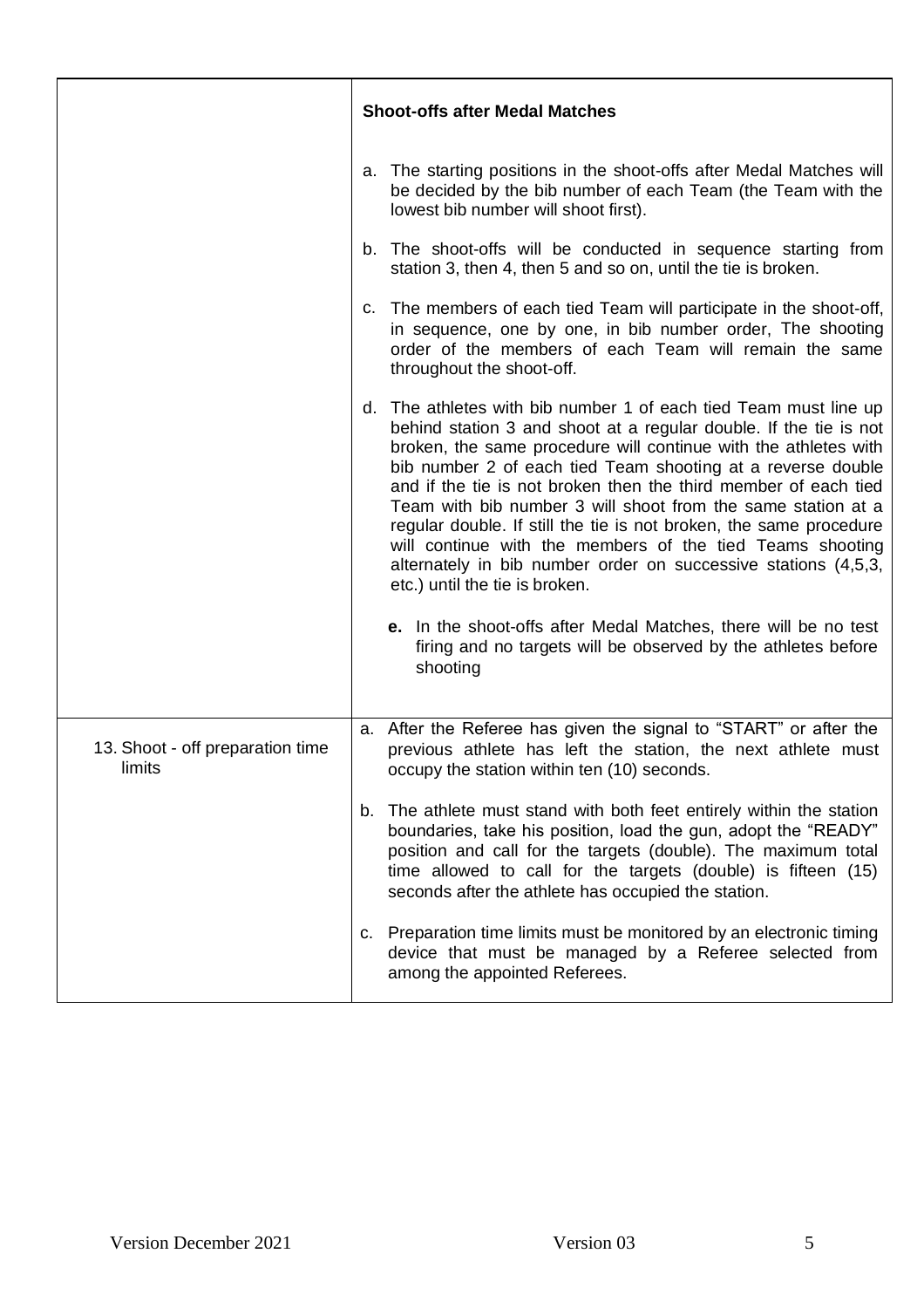| | **Shoot-offs after Medal Matches**<br><br>a. The starting positions in the shoot-offs after Medal Matches will be decided by the bib number of each Team (the Team with the lowest bib number will shoot first).<br><br>b. The shoot-offs will be conducted in sequence starting from station 3, then 4, then 5 and so on, until the tie is broken.<br><br>c. The members of each tied Team will participate in the shoot-off, in sequence, one by one, in bib number order, The shooting order of the members of each Team will remain the same throughout the shoot-off.<br><br>d. The athletes with bib number 1 of each tied Team must line up behind station 3 and shoot at a regular double. If the tie is not broken, the same procedure will continue with the athletes with bib number 2 of each tied Team shooting at a reverse double and if the tie is not broken then the third member of each tied Team with bib number 3 will shoot from the same station at a regular double. If still the tie is not broken, the same procedure will continue with the members of the tied Teams shooting alternately in bib number order on successive stations (4,5,3, etc.) until the tie is broken.<br><br>**e.** In the shoot-offs after Medal Matches, there will be no test firing and no targets will be observed by the athletes before shooting |
|---|---|
| 13. Shoot - off preparation time limits | a. After the Referee has given the signal to "START" or after the previous athlete has left the station, the next athlete must occupy the station within ten (10) seconds.<br><br>b. The athlete must stand with both feet entirely within the station boundaries, take his position, load the gun, adopt the "READY" position and call for the targets (double). The maximum total time allowed to call for the targets (double) is fifteen (15) seconds after the athlete has occupied the station.<br><br>c. Preparation time limits must be monitored by an electronic timing device that must be managed by a Referee selected from among the appointed Referees. |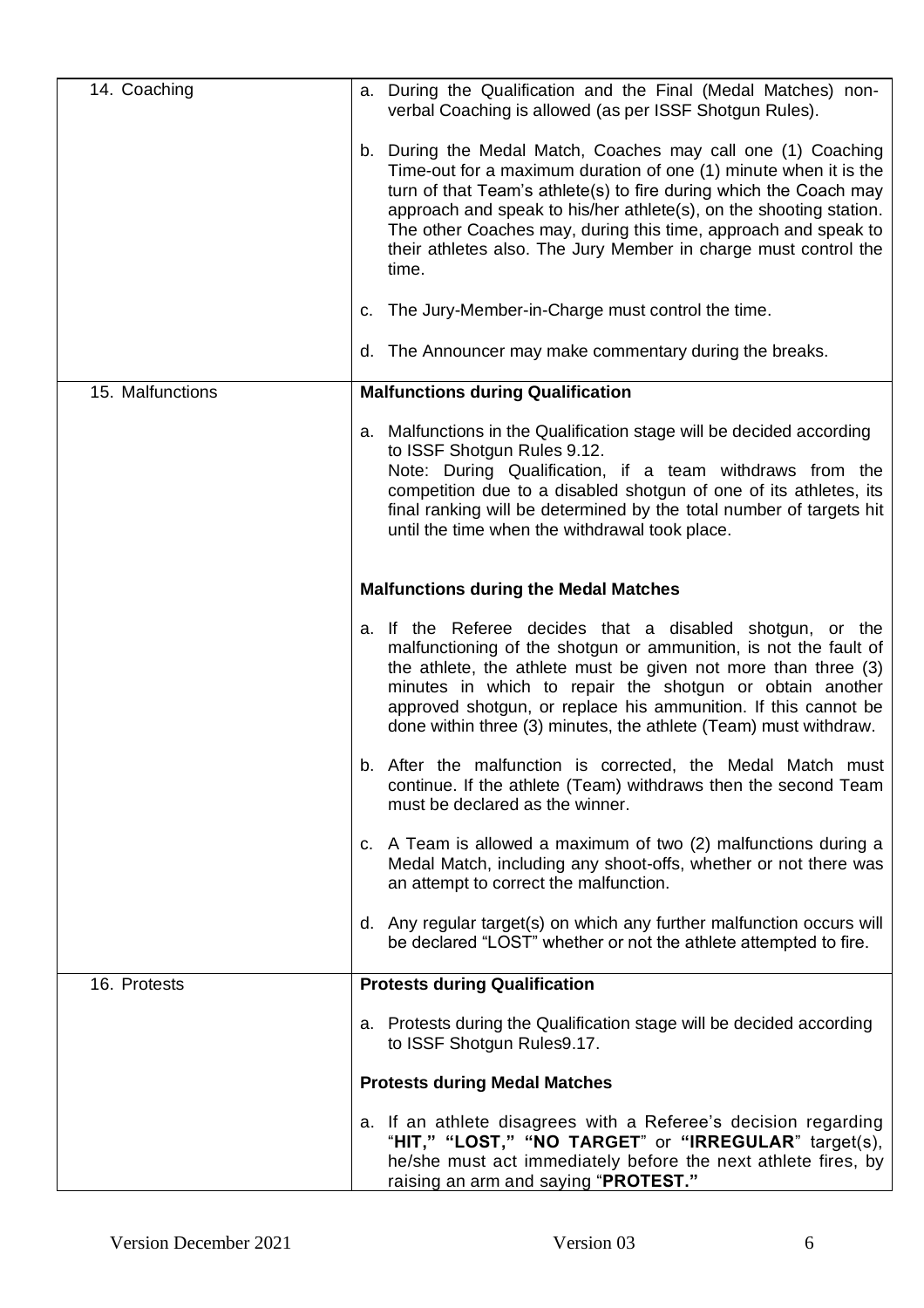| | |
|---|---|
| 14. Coaching | a. During the Qualification and the Final (Medal Matches) non-verbal Coaching is allowed (as per ISSF Shotgun Rules).<br><br>b. During the Medal Match, Coaches may call one (1) Coaching Time-out for a maximum duration of one (1) minute when it is the turn of that Team's athlete(s) to fire during which the Coach may approach and speak to his/her athlete(s), on the shooting station. The other Coaches may, during this time, approach and speak to their athletes also. The Jury Member in charge must control the time.<br><br>c. The Jury-Member-in-Charge must control the time.<br><br>d. The Announcer may make commentary during the breaks. |
| 15. Malfunctions | **Malfunctions during Qualification**<br><br>a. Malfunctions in the Qualification stage will be decided according to ISSF Shotgun Rules 9.12.<br>Note: During Qualification, if a team withdraws from the competition due to a disabled shotgun of one of its athletes, its final ranking will be determined by the total number of targets hit until the time when the withdrawal took place.<br><br>**Malfunctions during the Medal Matches**<br><br>a. If the Referee decides that a disabled shotgun, or the malfunctioning of the shotgun or ammunition, is not the fault of the athlete, the athlete must be given not more than three (3) minutes in which to repair the shotgun or obtain another approved shotgun, or replace his ammunition. If this cannot be done within three (3) minutes, the athlete (Team) must withdraw.<br><br>b. After the malfunction is corrected, the Medal Match must continue. If the athlete (Team) withdraws then the second Team must be declared as the winner.<br><br>c. A Team is allowed a maximum of two (2) malfunctions during a Medal Match, including any shoot-offs, whether or not there was an attempt to correct the malfunction.<br><br>d. Any regular target(s) on which any further malfunction occurs will be declared "LOST" whether or not the athlete attempted to fire. |
| 16. Protests | **Protests during Qualification**<br><br>a. Protests during the Qualification stage will be decided according to ISSF Shotgun Rules9.17.<br><br>**Protests during Medal Matches**<br><br>a. If an athlete disagrees with a Referee's decision regarding "**HIT," "LOST," "NO TARGET**" or "**IRREGULAR**" target(s), he/she must act immediately before the next athlete fires, by raising an arm and saying "**PROTEST."** |

Version December 2021 Version 03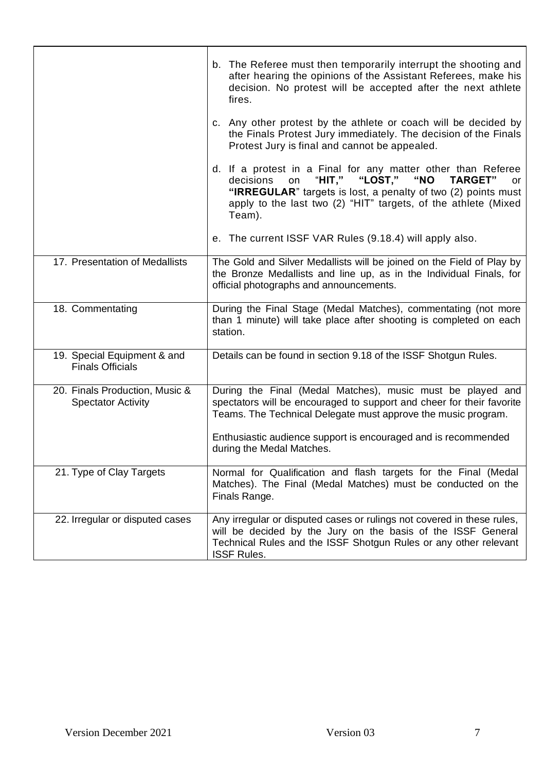| | |
|---|---|
| | b. The Referee must then temporarily interrupt the shooting and after hearing the opinions of the Assistant Referees, make his decision. No protest will be accepted after the next athlete fires.<br><br>c. Any other protest by the athlete or coach will be decided by the Finals Protest Jury immediately. The decision of the Finals Protest Jury is final and cannot be appealed.<br><br>d. If a protest in a Final for any matter other than Referee decisions on "**HIT," "LOST," "NO TARGET"** or **"IRREGULAR**" targets is lost, a penalty of two (2) points must apply to the last two (2) "HIT" targets, of the athlete (Mixed Team).<br><br>e. The current ISSF VAR Rules (9.18.4) will apply also. |
| 17. Presentation of Medallists | The Gold and Silver Medallists will be joined on the Field of Play by the Bronze Medallists and line up, as in the Individual Finals, for official photographs and announcements. |
| 18. Commentating | During the Final Stage (Medal Matches), commentating (not more than 1 minute) will take place after shooting is completed on each station. |
| 19. Special Equipment & and Finals Officials | Details can be found in section 9.18 of the ISSF Shotgun Rules. |
| 20. Finals Production, Music & Spectator Activity | During the Final (Medal Matches), music must be played and spectators will be encouraged to support and cheer for their favorite Teams. The Technical Delegate must approve the music program.<br><br>Enthusiastic audience support is encouraged and is recommended during the Medal Matches. |
| 21. Type of Clay Targets | Normal for Qualification and flash targets for the Final (Medal Matches). The Final (Medal Matches) must be conducted on the Finals Range. |
| 22. Irregular or disputed cases | Any irregular or disputed cases or rulings not covered in these rules, will be decided by the Jury on the basis of the ISSF General Technical Rules and the ISSF Shotgun Rules or any other relevant ISSF Rules. |